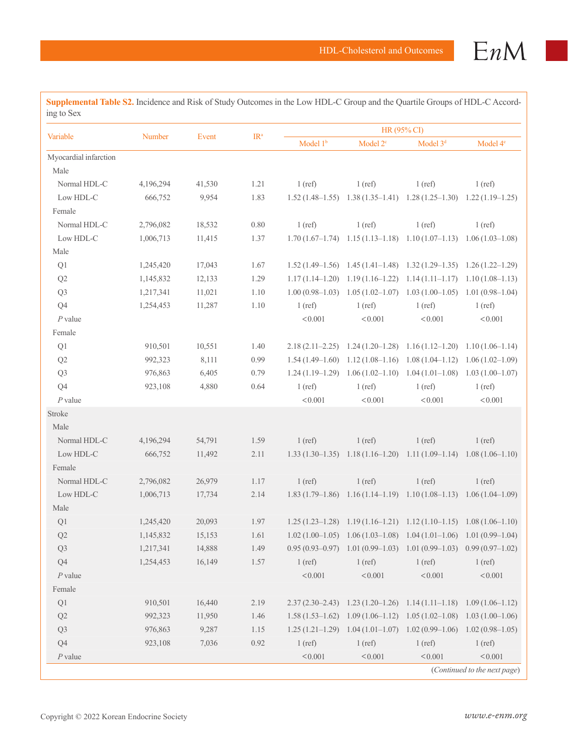**Supplemental Table S2.** Incidence and Risk of Study Outcomes in the Low HDL-C Group and the Quartile Groups of HDL-C According to Sex

| Variable | Number | Event | IR[a] | HR (95% CI) | | | |
|---|---|---|---|---|---|---|---|
| | | | | Model 1[b] | Model 2[c] | Model 3[d] | Model 4[e] |
| Myocardial infarction | | | | | | | |
| Male | | | | | | | |
| Normal HDL-C | 4,196,294 | 41,530 | 1.21 | 1 (ref) | 1 (ref) | 1 (ref) | 1 (ref) |
| Low HDL-C | 666,752 | 9,954 | 1.83 | 1.52 (1.48–1.55) | 1.38 (1.35–1.41) | 1.28 (1.25–1.30) | 1.22 (1.19–1.25) |
| Female | | | | | | | |
| Normal HDL-C | 2,796,082 | 18,532 | 0.80 | 1 (ref) | 1 (ref) | 1 (ref) | 1 (ref) |
| Low HDL-C | 1,006,713 | 11,415 | 1.37 | 1.70 (1.67–1.74) | 1.15 (1.13–1.18) | 1.10 (1.07–1.13) | 1.06 (1.03–1.08) |
| Male | | | | | | | |
| Q1 | 1,245,420 | 17,043 | 1.67 | 1.52 (1.49–1.56) | 1.45 (1.41–1.48) | 1.32 (1.29–1.35) | 1.26 (1.22–1.29) |
| Q2 | 1,145,832 | 12,133 | 1.29 | 1.17 (1.14–1.20) | 1.19 (1.16–1.22) | 1.14 (1.11–1.17) | 1.10 (1.08–1.13) |
| Q3 | 1,217,341 | 11,021 | 1.10 | 1.00 (0.98–1.03) | 1.05 (1.02–1.07) | 1.03 (1.00–1.05) | 1.01 (0.98–1.04) |
| Q4 | 1,254,453 | 11,287 | 1.10 | 1 (ref) | 1 (ref) | 1 (ref) | 1 (ref) |
| *P* value | | | | <0.001 | <0.001 | <0.001 | <0.001 |
| Female | | | | | | | |
| Q1 | 910,501 | 10,551 | 1.40 | 2.18 (2.11–2.25) | 1.24 (1.20–1.28) | 1.16 (1.12–1.20) | 1.10 (1.06–1.14) |
| Q2 | 992,323 | 8,111 | 0.99 | 1.54 (1.49–1.60) | 1.12 (1.08–1.16) | 1.08 (1.04–1.12) | 1.06 (1.02–1.09) |
| Q3 | 976,863 | 6,405 | 0.79 | 1.24 (1.19–1.29) | 1.06 (1.02–1.10) | 1.04 (1.01–1.08) | 1.03 (1.00–1.07) |
| Q4 | 923,108 | 4,880 | 0.64 | 1 (ref) | 1 (ref) | 1 (ref) | 1 (ref) |
| *P* value | | | | <0.001 | <0.001 | <0.001 | <0.001 |
| Stroke | | | | | | | |
| Male | | | | | | | |
| Normal HDL-C | 4,196,294 | 54,791 | 1.59 | 1 (ref) | 1 (ref) | 1 (ref) | 1 (ref) |
| Low HDL-C | 666,752 | 11,492 | 2.11 | 1.33 (1.30–1.35) | 1.18 (1.16–1.20) | 1.11 (1.09–1.14) | 1.08 (1.06–1.10) |
| Female | | | | | | | |
| Normal HDL-C | 2,796,082 | 26,979 | 1.17 | 1 (ref) | 1 (ref) | 1 (ref) | 1 (ref) |
| Low HDL-C | 1,006,713 | 17,734 | 2.14 | 1.83 (1.79–1.86) | 1.16 (1.14–1.19) | 1.10 (1.08–1.13) | 1.06 (1.04–1.09) |
| Male | | | | | | | |
| Q1 | 1,245,420 | 20,093 | 1.97 | 1.25 (1.23–1.28) | 1.19 (1.16–1.21) | 1.12 (1.10–1.15) | 1.08 (1.06–1.10) |
| Q2 | 1,145,832 | 15,153 | 1.61 | 1.02 (1.00–1.05) | 1.06 (1.03–1.08) | 1.04 (1.01–1.06) | 1.01 (0.99–1.04) |
| Q3 | 1,217,341 | 14,888 | 1.49 | 0.95 (0.93–0.97) | 1.01 (0.99–1.03) | 1.01 (0.99–1.03) | 0.99 (0.97–1.02) |
| Q4 | 1,254,453 | 16,149 | 1.57 | 1 (ref) | 1 (ref) | 1 (ref) | 1 (ref) |
| *P* value | | | | <0.001 | <0.001 | <0.001 | <0.001 |
| Female | | | | | | | |
| Q1 | 910,501 | 16,440 | 2.19 | 2.37 (2.30–2.43) | 1.23 (1.20–1.26) | 1.14 (1.11–1.18) | 1.09 (1.06–1.12) |
| Q2 | 992,323 | 11,950 | 1.46 | 1.58 (1.53–1.62) | 1.09 (1.06–1.12) | 1.05 (1.02–1.08) | 1.03 (1.00–1.06) |
| Q3 | 976,863 | 9,287 | 1.15 | 1.25 (1.21–1.29) | 1.04 (1.01–1.07) | 1.02 (0.99–1.06) | 1.02 (0.98–1.05) |
| Q4 | 923,108 | 7,036 | 0.92 | 1 (ref) | 1 (ref) | 1 (ref) | 1 (ref) |
| *P* value | | | | <0.001 | <0.001 | <0.001 | <0.001 |

(*Continued to the next page*)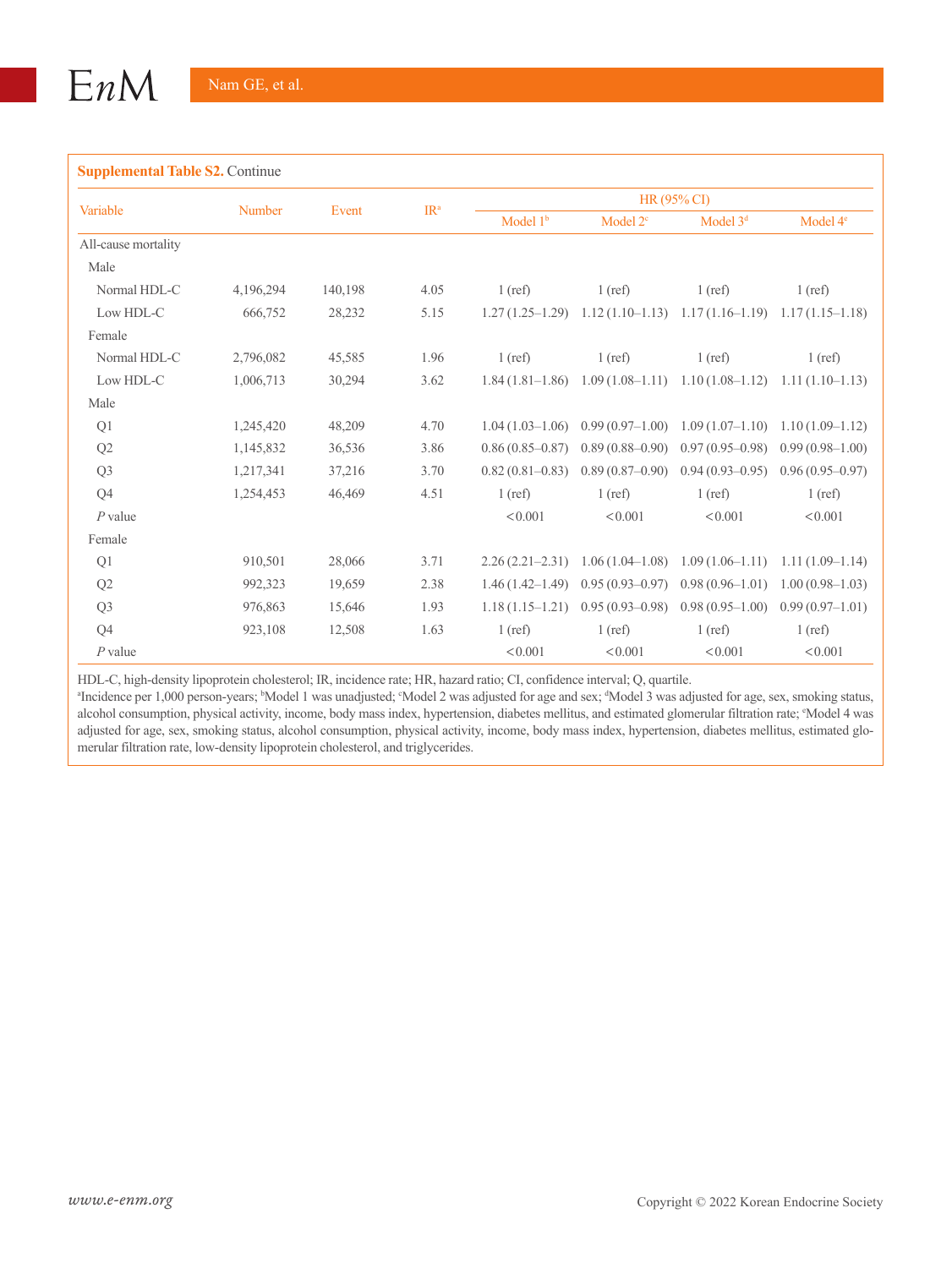**Supplemental Table S2.** Continue

| Variable | Number | Event | IR[a] | HR (95% CI) | | | |
|---|---|---|---|---|---|---|---|
| | | | | Model 1[b] | Model 2[c] | Model 3[d] | Model 4[e] |
| All-cause mortality | | | | | | | |
| Male | | | | | | | |
| Normal HDL-C | 4,196,294 | 140,198 | 4.05 | 1 (ref) | 1 (ref) | 1 (ref) | 1 (ref) |
| Low HDL-C | 666,752 | 28,232 | 5.15 | 1.27 (1.25–1.29) | 1.12 (1.10–1.13) | 1.17 (1.16–1.19) | 1.17 (1.15–1.18) |
| Female | | | | | | | |
| Normal HDL-C | 2,796,082 | 45,585 | 1.96 | 1 (ref) | 1 (ref) | 1 (ref) | 1 (ref) |
| Low HDL-C | 1,006,713 | 30,294 | 3.62 | 1.84 (1.81–1.86) | 1.09 (1.08–1.11) | 1.10 (1.08–1.12) | 1.11 (1.10–1.13) |
| Male | | | | | | | |
| Q1 | 1,245,420 | 48,209 | 4.70 | 1.04 (1.03–1.06) | 0.99 (0.97–1.00) | 1.09 (1.07–1.10) | 1.10 (1.09–1.12) |
| Q2 | 1,145,832 | 36,536 | 3.86 | 0.86 (0.85–0.87) | 0.89 (0.88–0.90) | 0.97 (0.95–0.98) | 0.99 (0.98–1.00) |
| Q3 | 1,217,341 | 37,216 | 3.70 | 0.82 (0.81–0.83) | 0.89 (0.87–0.90) | 0.94 (0.93–0.95) | 0.96 (0.95–0.97) |
| Q4 | 1,254,453 | 46,469 | 4.51 | 1 (ref) | 1 (ref) | 1 (ref) | 1 (ref) |
| *P* value | | | | <0.001 | <0.001 | <0.001 | <0.001 |
| Female | | | | | | | |
| Q1 | 910,501 | 28,066 | 3.71 | 2.26 (2.21–2.31) | 1.06 (1.04–1.08) | 1.09 (1.06–1.11) | 1.11 (1.09–1.14) |
| Q2 | 992,323 | 19,659 | 2.38 | 1.46 (1.42–1.49) | 0.95 (0.93–0.97) | 0.98 (0.96–1.01) | 1.00 (0.98–1.03) |
| Q3 | 976,863 | 15,646 | 1.93 | 1.18 (1.15–1.21) | 0.95 (0.93–0.98) | 0.98 (0.95–1.00) | 0.99 (0.97–1.01) |
| Q4 | 923,108 | 12,508 | 1.63 | 1 (ref) | 1 (ref) | 1 (ref) | 1 (ref) |
| *P* value | | | | <0.001 | <0.001 | <0.001 | <0.001 |

HDL-C, high-density lipoprotein cholesterol; IR, incidence rate; HR, hazard ratio; CI, confidence interval; Q, quartile.
[a]Incidence per 1,000 person-years; [b]Model 1 was unadjusted; [c]Model 2 was adjusted for age and sex; [d]Model 3 was adjusted for age, sex, smoking status, alcohol consumption, physical activity, income, body mass index, hypertension, diabetes mellitus, and estimated glomerular filtration rate; [e]Model 4 was adjusted for age, sex, smoking status, alcohol consumption, physical activity, income, body mass index, hypertension, diabetes mellitus, estimated glomerular filtration rate, low-density lipoprotein cholesterol, and triglycerides.